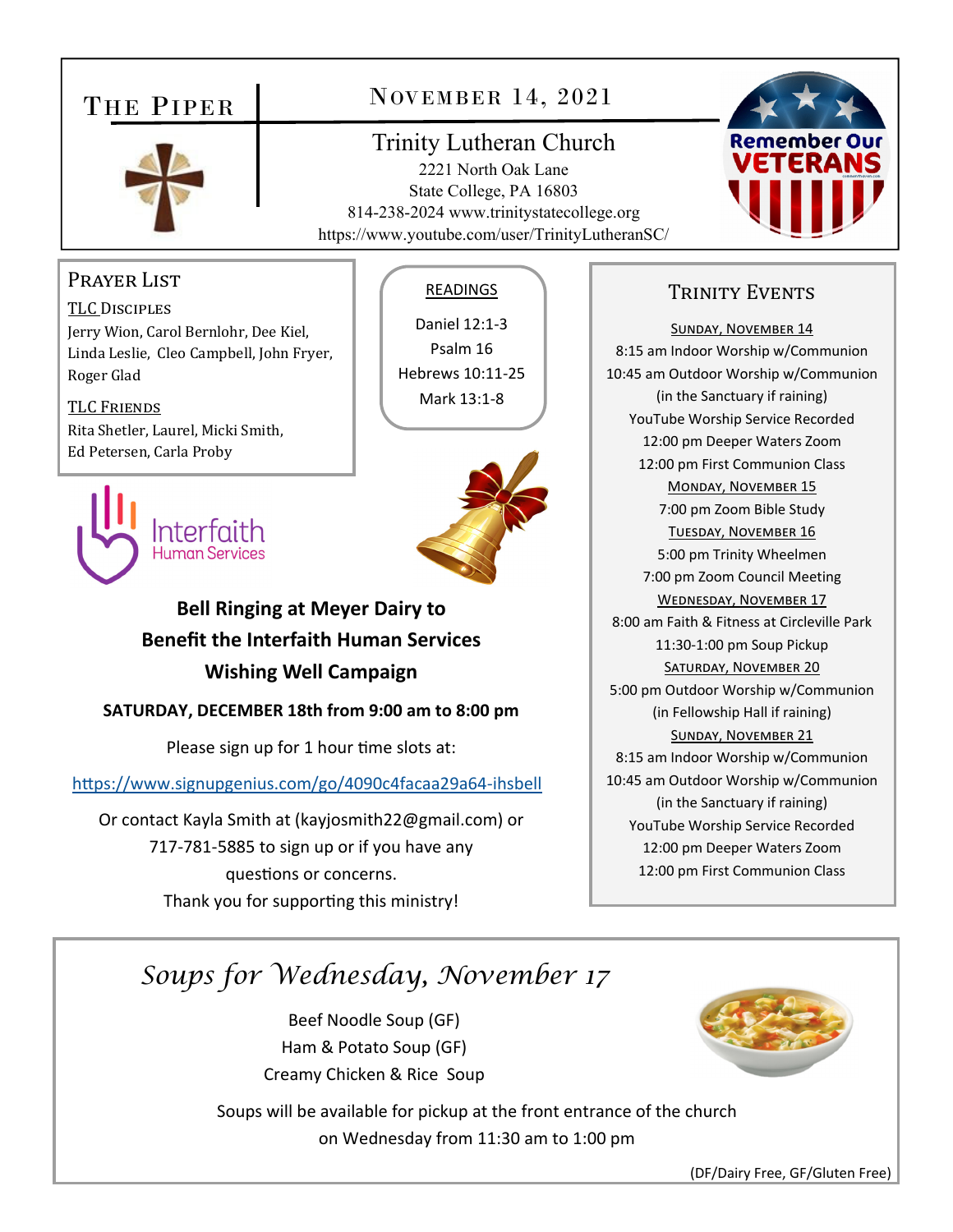# The Piper

## November 14, 2021

### Trinity Lutheran Church

2221 North Oak Lane
State College, PA 16803
814-238-2024 www.trinitystatecollege.org
https://www.youtube.com/user/TrinityLutheranSC/

Remember Our VETERANS

## Prayer List

**TLC Disciples**
Jerry Wion, Carol Bernlohr, Dee Kiel, Linda Leslie, Cleo Campbell, John Fryer, Roger Glad

**TLC Friends**
Rita Shetler, Laurel, Micki Smith, Ed Petersen, Carla Proby

## Readings

Daniel 12:1-3
Psalm 16
Hebrews 10:11-25
Mark 13:1-8

Interfaith Human Services

**Bell Ringing at Meyer Dairy to Benefit the Interfaith Human Services Wishing Well Campaign**

**SATURDAY, DECEMBER 18th from 9:00 am to 8:00 pm**

Please sign up for 1 hour time slots at:

https://www.signupgenius.com/go/4090c4facaa29a64-ihsbell

Or contact Kayla Smith at (kayjosmith22@gmail.com) or 717-781-5885 to sign up or if you have any questions or concerns.
Thank you for supporting this ministry!

## Trinity Events

**Sunday, November 14**
8:15 am Indoor Worship w/Communion
10:45 am Outdoor Worship w/Communion
(in the Sanctuary if raining)
YouTube Worship Service Recorded
12:00 pm Deeper Waters Zoom
12:00 pm First Communion Class

**Monday, November 15**
7:00 pm Zoom Bible Study

**Tuesday, November 16**
5:00 pm Trinity Wheelmen
7:00 pm Zoom Council Meeting

**Wednesday, November 17**
8:00 am Faith & Fitness at Circleville Park
11:30-1:00 pm Soup Pickup

**Saturday, November 20**
5:00 pm Outdoor Worship w/Communion
(in Fellowship Hall if raining)

**Sunday, November 21**
8:15 am Indoor Worship w/Communion
10:45 am Outdoor Worship w/Communion
(in the Sanctuary if raining)
YouTube Worship Service Recorded
12:00 pm Deeper Waters Zoom
12:00 pm First Communion Class

## *Soups for Wednesday, November 17*

Beef Noodle Soup (GF)
Ham & Potato Soup (GF)
Creamy Chicken & Rice Soup

Soups will be available for pickup at the front entrance of the church on Wednesday from 11:30 am to 1:00 pm

(DF/Dairy Free, GF/Gluten Free)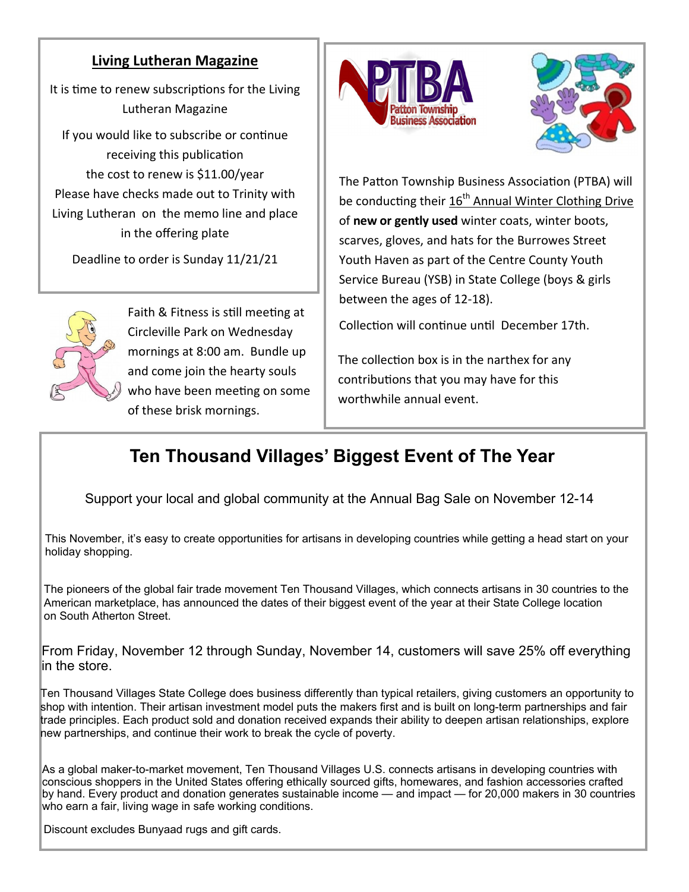## Living Lutheran Magazine

It is time to renew subscriptions for the Living Lutheran Magazine

If you would like to subscribe or continue receiving this publication the cost to renew is $11.00/year Please have checks made out to Trinity with Living Lutheran on the memo line and place in the offering plate

Deadline to order is Sunday 11/21/21

Faith & Fitness is still meeting at Circleville Park on Wednesday mornings at 8:00 am. Bundle up and come join the hearty souls who have been meeting on some of these brisk mornings.

PTBA
Patton Township Business Association

The Patton Township Business Association (PTBA) will be conducting their 16th Annual Winter Clothing Drive of **new or gently used** winter coats, winter boots, scarves, gloves, and hats for the Burrowes Street Youth Haven as part of the Centre County Youth Service Bureau (YSB) in State College (boys & girls between the ages of 12-18).

Collection will continue until December 17th.

The collection box is in the narthex for any contributions that you may have for this worthwhile annual event.

# Ten Thousand Villages' Biggest Event of The Year

Support your local and global community at the Annual Bag Sale on November 12-14

This November, it's easy to create opportunities for artisans in developing countries while getting a head start on your holiday shopping.

The pioneers of the global fair trade movement Ten Thousand Villages, which connects artisans in 30 countries to the American marketplace, has announced the dates of their biggest event of the year at their State College location on South Atherton Street.

From Friday, November 12 through Sunday, November 14, customers will save 25% off everything in the store.

Ten Thousand Villages State College does business differently than typical retailers, giving customers an opportunity to shop with intention. Their artisan investment model puts the makers first and is built on long-term partnerships and fair trade principles. Each product sold and donation received expands their ability to deepen artisan relationships, explore new partnerships, and continue their work to break the cycle of poverty.

As a global maker-to-market movement, Ten Thousand Villages U.S. connects artisans in developing countries with conscious shoppers in the United States offering ethically sourced gifts, homewares, and fashion accessories crafted by hand. Every product and donation generates sustainable income — and impact — for 20,000 makers in 30 countries who earn a fair, living wage in safe working conditions.

Discount excludes Bunyaad rugs and gift cards.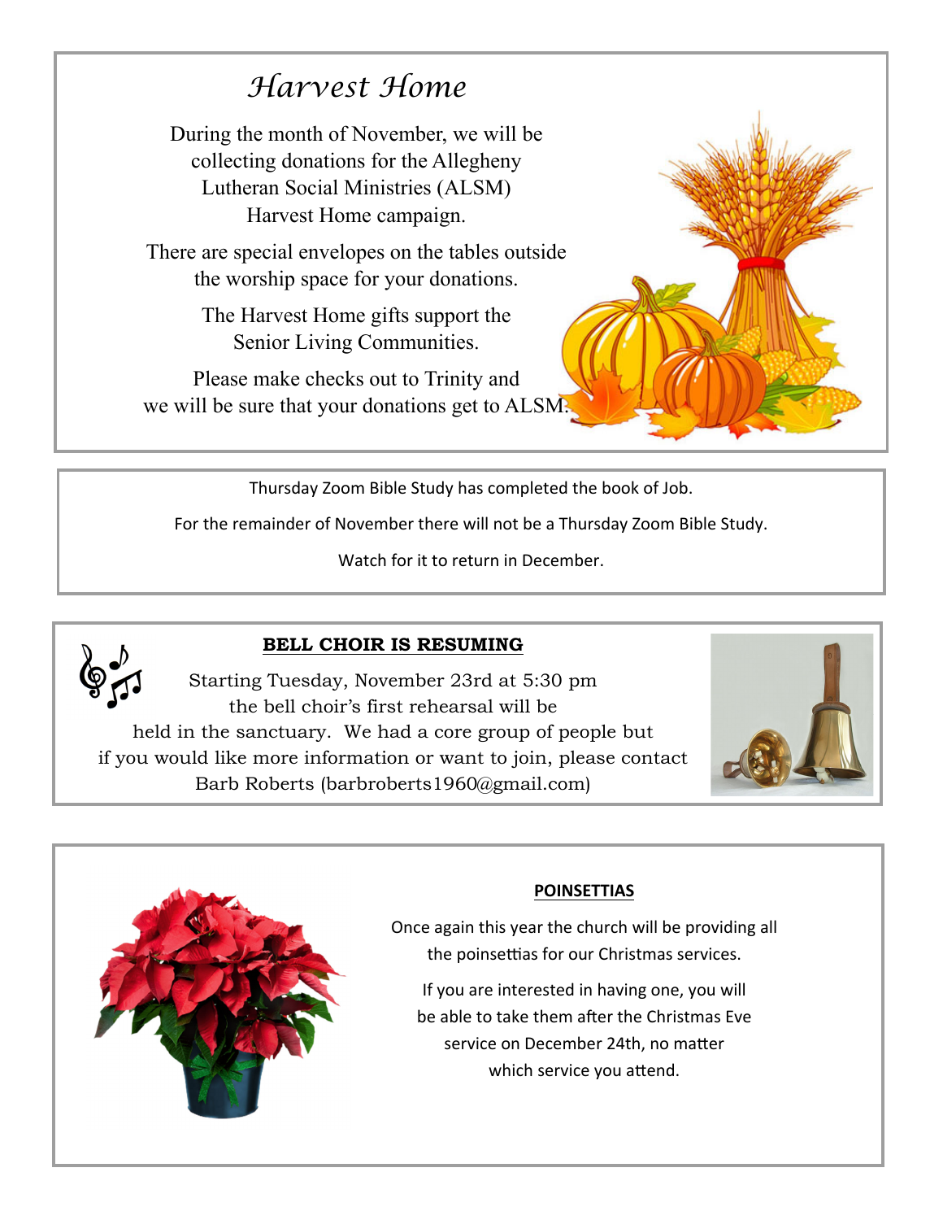## *Harvest Home*

During the month of November, we will be collecting donations for the Allegheny Lutheran Social Ministries (ALSM) Harvest Home campaign.

There are special envelopes on the tables outside the worship space for your donations.

The Harvest Home gifts support the Senior Living Communities.

Please make checks out to Trinity and we will be sure that your donations get to ALSM.

---

Thursday Zoom Bible Study has completed the book of Job.

For the remainder of November there will not be a Thursday Zoom Bible Study.

Watch for it to return in December.

---

### **BELL CHOIR IS RESUMING**

Starting Tuesday, November 23rd at 5:30 pm the bell choir's first rehearsal will be held in the sanctuary. We had a core group of people but if you would like more information or want to join, please contact Barb Roberts (barbroberts1960@gmail.com)

---

### **POINSETTIAS**

Once again this year the church will be providing all the poinsettias for our Christmas services.

If you are interested in having one, you will be able to take them after the Christmas Eve service on December 24th, no matter which service you attend.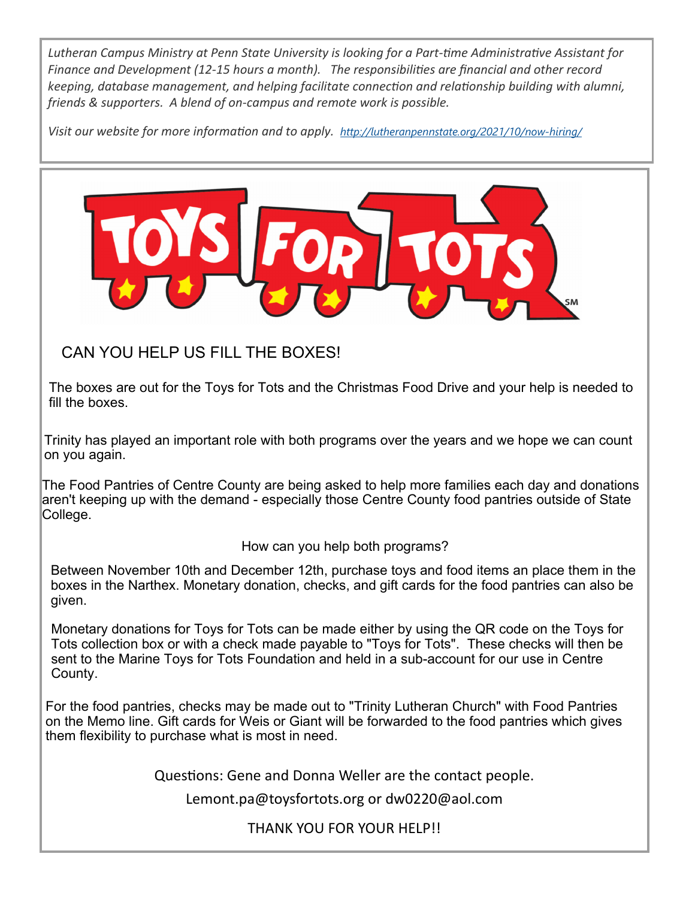*Lutheran Campus Ministry at Penn State University is looking for a Part-time Administrative Assistant for Finance and Development (12-15 hours a month). The responsibilities are financial and other record keeping, database management, and helping facilitate connection and relationship building with alumni, friends & supporters. A blend of on-campus and remote work is possible.*

*Visit our website for more information and to apply. http://lutheranpennstate.org/2021/10/now-hiring/*

TOYS FOR TOTS

## CAN YOU HELP US FILL THE BOXES!

The boxes are out for the Toys for Tots and the Christmas Food Drive and your help is needed to fill the boxes.

Trinity has played an important role with both programs over the years and we hope we can count on you again.

The Food Pantries of Centre County are being asked to help more families each day and donations aren't keeping up with the demand - especially those Centre County food pantries outside of State College.

How can you help both programs?

Between November 10th and December 12th, purchase toys and food items an place them in the boxes in the Narthex. Monetary donation, checks, and gift cards for the food pantries can also be given.

Monetary donations for Toys for Tots can be made either by using the QR code on the Toys for Tots collection box or with a check made payable to "Toys for Tots". These checks will then be sent to the Marine Toys for Tots Foundation and held in a sub-account for our use in Centre County.

For the food pantries, checks may be made out to "Trinity Lutheran Church" with Food Pantries on the Memo line. Gift cards for Weis or Giant will be forwarded to the food pantries which gives them flexibility to purchase what is most in need.

Questions: Gene and Donna Weller are the contact people.

Lemont.pa@toysfortots.org or dw0220@aol.com

THANK YOU FOR YOUR HELP!!